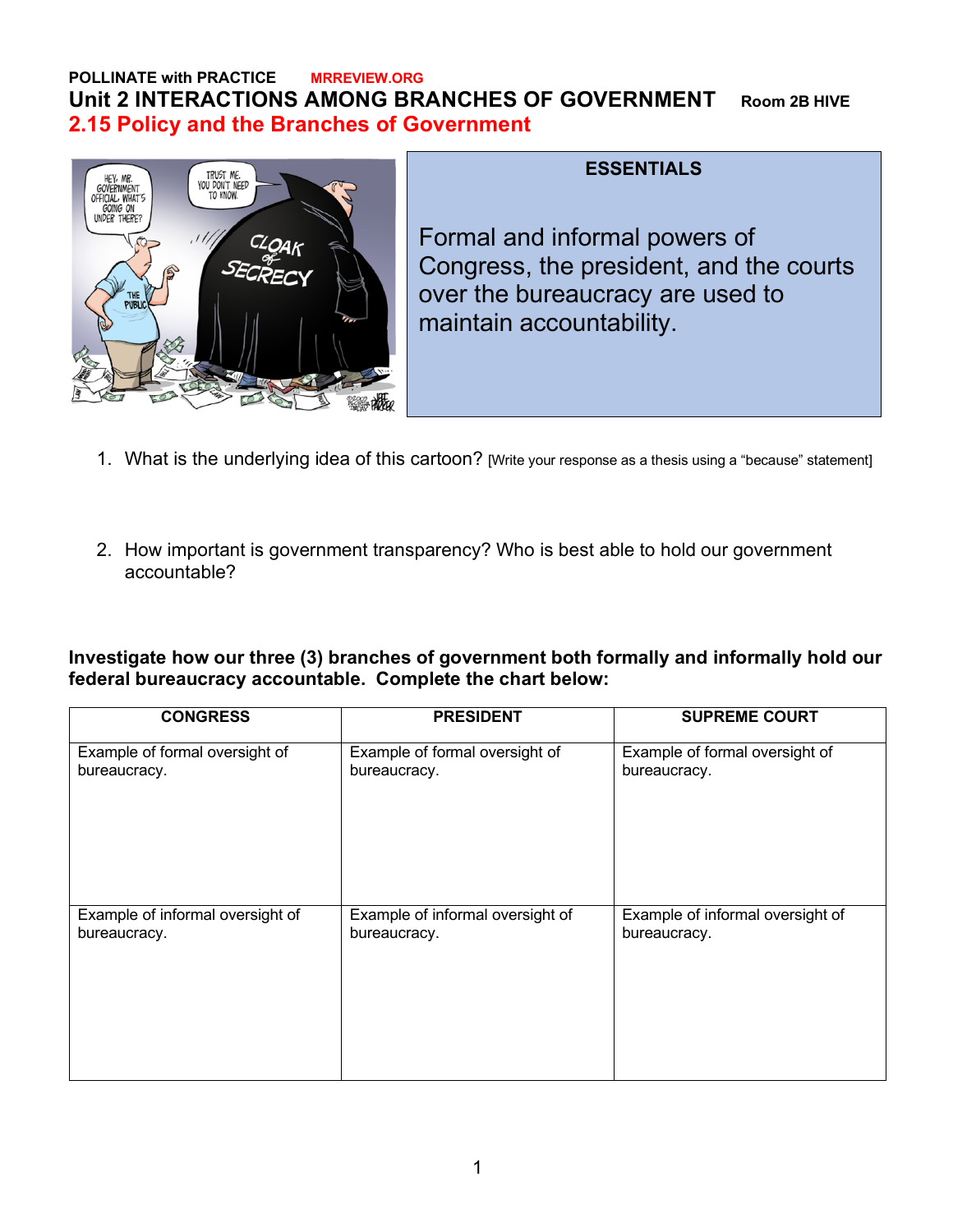**POLLINATE with PRACTICE** MRREVIEW.ORG

# Unit 2 INTERACTIONS AMONG BRANCHES OF GOVERNMENT Room 2B HIVE

## 2.15 Policy and the Branches of Government

**ESSENTIALS**

Formal and informal powers of Congress, the president, and the courts over the bureaucracy are used to maintain accountability.

1. What is the underlying idea of this cartoon? [Write your response as a thesis using a "because" statement]

2. How important is government transparency? Who is best able to hold our government accountable?

**Investigate how our three (3) branches of government both formally and informally hold our federal bureaucracy accountable. Complete the chart below:**

| CONGRESS | PRESIDENT | SUPREME COURT |
|---|---|---|
| Example of formal oversight of bureaucracy. | Example of formal oversight of bureaucracy. | Example of formal oversight of bureaucracy. |
| Example of informal oversight of bureaucracy. | Example of informal oversight of bureaucracy. | Example of informal oversight of bureaucracy. |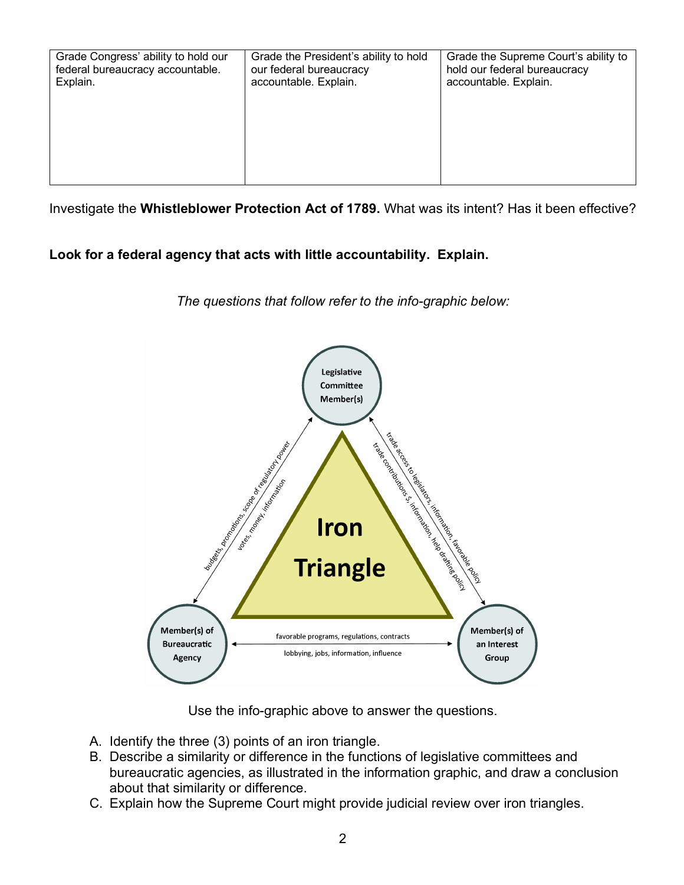| | | |
|---|---|---|
| Grade Congress' ability to hold our federal bureaucracy accountable. Explain. | Grade the President's ability to hold our federal bureaucracy accountable. Explain. | Grade the Supreme Court's ability to hold our federal bureaucracy accountable. Explain. |

Investigate the **Whistleblower Protection Act of 1789.** What was its intent? Has it been effective?

**Look for a federal agency that acts with little accountability. Explain.**

*The questions that follow refer to the info-graphic below:*

Legislative Committee Member(s)

budgets, promotions, scope of regulatory power

votes, money, information

trade access to legislators, information, favorable policy

trade contributions $, information, help drafting policy

Iron Triangle

Member(s) of Bureaucratic Agency

favorable programs, regulations, contracts

lobbying, jobs, information, influence

Member(s) of an Interest Group

Use the info-graphic above to answer the questions.

A. Identify the three (3) points of an iron triangle.
B. Describe a similarity or difference in the functions of legislative committees and bureaucratic agencies, as illustrated in the information graphic, and draw a conclusion about that similarity or difference.
C. Explain how the Supreme Court might provide judicial review over iron triangles.